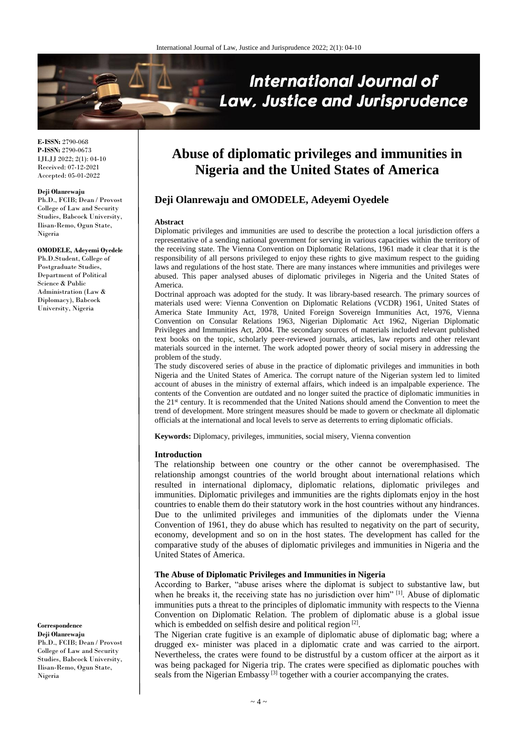# Abuse of diplomatic privileges and immunities in Nigeria and the United States of America

**E-ISSN:** 2790-068
**P-ISSN:** 2790-0673
IJLJJ 2022; 2(1): 04-10
Received: 07-12-2021
Accepted: 05-01-2022

**Deji Olanrewaju**
Ph.D., FCIB; Dean / Provost College of Law and Security Studies, Babcock University, Ilisan-Remo, Ogun State, Nigeria

**OMODELE, Adeyemi Oyedele**
Ph.D.Student, College of Postgraduate Studies, Department of Political Science & Public Administration (Law & Diplomacy), Babcock University, Nigeria

**Correspondence**
**Deji Olanrewaju**
Ph.D., FCIB; Dean / Provost College of Law and Security Studies, Babcock University, Ilisan-Remo, Ogun State, Nigeria

## Deji Olanrewaju and OMODELE, Adeyemi Oyedele

### Abstract

Diplomatic privileges and immunities are used to describe the protection a local jurisdiction offers a representative of a sending national government for serving in various capacities within the territory of the receiving state. The Vienna Convention on Diplomatic Relations, 1961 made it clear that it is the responsibility of all persons privileged to enjoy these rights to give maximum respect to the guiding laws and regulations of the host state. There are many instances where immunities and privileges were abused. This paper analysed abuses of diplomatic privileges in Nigeria and the United States of America.

Doctrinal approach was adopted for the study. It was library-based research. The primary sources of materials used were: Vienna Convention on Diplomatic Relations (VCDR) 1961, United States of America State Immunity Act, 1978, United Foreign Sovereign Immunities Act, 1976, Vienna Convention on Consular Relations 1963, Nigerian Diplomatic Act 1962, Nigerian Diplomatic Privileges and Immunities Act, 2004. The secondary sources of materials included relevant published text books on the topic, scholarly peer-reviewed journals, articles, law reports and other relevant materials sourced in the internet. The work adopted power theory of social misery in addressing the problem of the study.

The study discovered series of abuse in the practice of diplomatic privileges and immunities in both Nigeria and the United States of America. The corrupt nature of the Nigerian system led to limited account of abuses in the ministry of external affairs, which indeed is an impalpable experience. The contents of the Convention are outdated and no longer suited the practice of diplomatic immunities in the 21st century. It is recommended that the United Nations should amend the Convention to meet the trend of development. More stringent measures should be made to govern or checkmate all diplomatic officials at the international and local levels to serve as deterrents to erring diplomatic officials.

**Keywords:** Diplomacy, privileges, immunities, social misery, Vienna convention

### Introduction

The relationship between one country or the other cannot be overemphasised. The relationship amongst countries of the world brought about international relations which resulted in international diplomacy, diplomatic relations, diplomatic privileges and immunities. Diplomatic privileges and immunities are the rights diplomats enjoy in the host countries to enable them do their statutory work in the host countries without any hindrances. Due to the unlimited privileges and immunities of the diplomats under the Vienna Convention of 1961, they do abuse which has resulted to negativity on the part of security, economy, development and so on in the host states. The development has called for the comparative study of the abuses of diplomatic privileges and immunities in Nigeria and the United States of America.

### The Abuse of Diplomatic Privileges and Immunities in Nigeria

According to Barker, "abuse arises where the diplomat is subject to substantive law, but when he breaks it, the receiving state has no jurisdiction over him" [1]. Abuse of diplomatic immunities puts a threat to the principles of diplomatic immunity with respects to the Vienna Convention on Diplomatic Relation. The problem of diplomatic abuse is a global issue which is embedded on selfish desire and political region [2].

The Nigerian crate fugitive is an example of diplomatic abuse of diplomatic bag; where a drugged ex- minister was placed in a diplomatic crate and was carried to the airport. Nevertheless, the crates were found to be distrustful by a custom officer at the airport as it was being packaged for Nigeria trip. The crates were specified as diplomatic pouches with seals from the Nigerian Embassy [3] together with a courier accompanying the crates.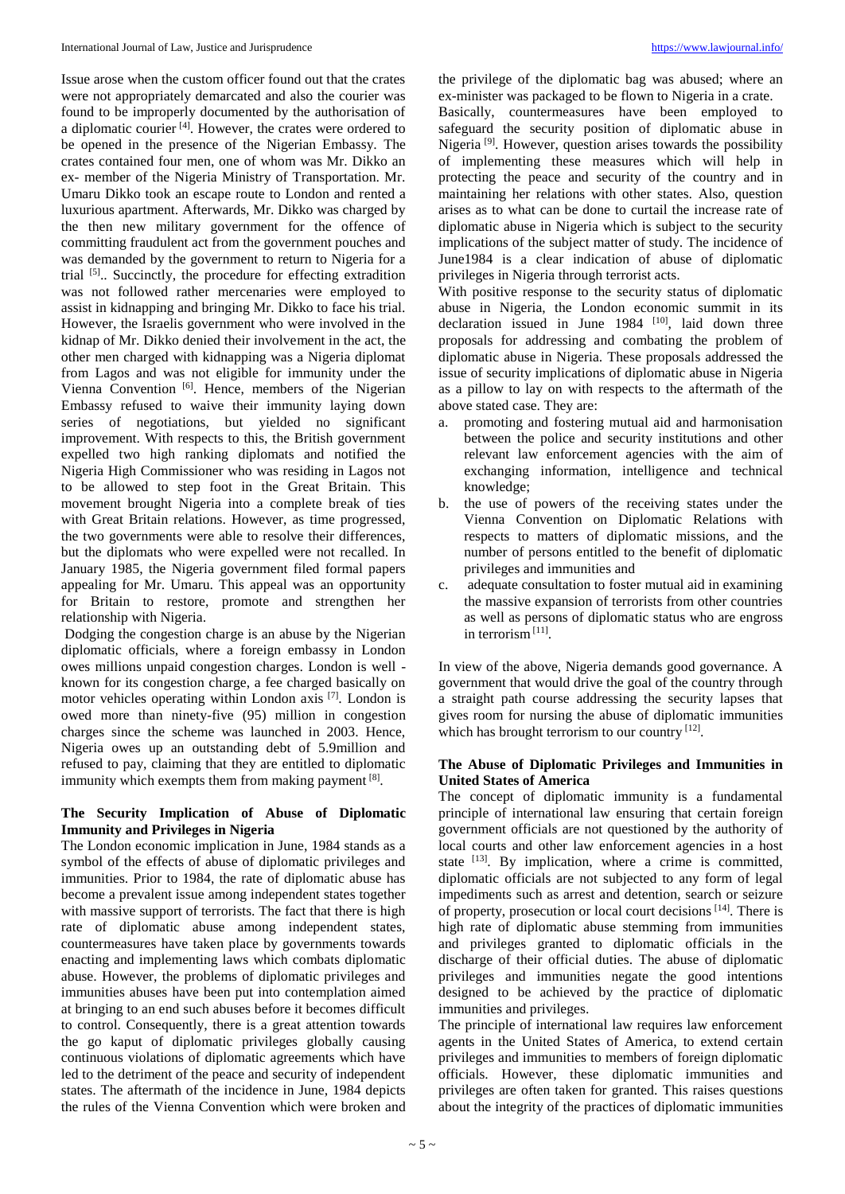Issue arose when the custom officer found out that the crates were not appropriately demarcated and also the courier was found to be improperly documented by the authorisation of a diplomatic courier [4]. However, the crates were ordered to be opened in the presence of the Nigerian Embassy. The crates contained four men, one of whom was Mr. Dikko an ex- member of the Nigeria Ministry of Transportation. Mr. Umaru Dikko took an escape route to London and rented a luxurious apartment. Afterwards, Mr. Dikko was charged by the then new military government for the offence of committing fraudulent act from the government pouches and was demanded by the government to return to Nigeria for a trial [5].. Succinctly, the procedure for effecting extradition was not followed rather mercenaries were employed to assist in kidnapping and bringing Mr. Dikko to face his trial. However, the Israelis government who were involved in the kidnap of Mr. Dikko denied their involvement in the act, the other men charged with kidnapping was a Nigeria diplomat from Lagos and was not eligible for immunity under the Vienna Convention [6]. Hence, members of the Nigerian Embassy refused to waive their immunity laying down series of negotiations, but yielded no significant improvement. With respects to this, the British government expelled two high ranking diplomats and notified the Nigeria High Commissioner who was residing in Lagos not to be allowed to step foot in the Great Britain. This movement brought Nigeria into a complete break of ties with Great Britain relations. However, as time progressed, the two governments were able to resolve their differences, but the diplomats who were expelled were not recalled. In January 1985, the Nigeria government filed formal papers appealing for Mr. Umaru. This appeal was an opportunity for Britain to restore, promote and strengthen her relationship with Nigeria.

Dodging the congestion charge is an abuse by the Nigerian diplomatic officials, where a foreign embassy in London owes millions unpaid congestion charges. London is well - known for its congestion charge, a fee charged basically on motor vehicles operating within London axis [7]. London is owed more than ninety-five (95) million in congestion charges since the scheme was launched in 2003. Hence, Nigeria owes up an outstanding debt of 5.9million and refused to pay, claiming that they are entitled to diplomatic immunity which exempts them from making payment [8].

### The Security Implication of Abuse of Diplomatic Immunity and Privileges in Nigeria

The London economic implication in June, 1984 stands as a symbol of the effects of abuse of diplomatic privileges and immunities. Prior to 1984, the rate of diplomatic abuse has become a prevalent issue among independent states together with massive support of terrorists. The fact that there is high rate of diplomatic abuse among independent states, countermeasures have taken place by governments towards enacting and implementing laws which combats diplomatic abuse. However, the problems of diplomatic privileges and immunities abuses have been put into contemplation aimed at bringing to an end such abuses before it becomes difficult to control. Consequently, there is a great attention towards the go kaput of diplomatic privileges globally causing continuous violations of diplomatic agreements which have led to the detriment of the peace and security of independent states. The aftermath of the incidence in June, 1984 depicts the rules of the Vienna Convention which were broken and the privilege of the diplomatic bag was abused; where an ex-minister was packaged to be flown to Nigeria in a crate.

Basically, countermeasures have been employed to safeguard the security position of diplomatic abuse in Nigeria [9]. However, question arises towards the possibility of implementing these measures which will help in protecting the peace and security of the country and in maintaining her relations with other states. Also, question arises as to what can be done to curtail the increase rate of diplomatic abuse in Nigeria which is subject to the security implications of the subject matter of study. The incidence of June1984 is a clear indication of abuse of diplomatic privileges in Nigeria through terrorist acts.

With positive response to the security status of diplomatic abuse in Nigeria, the London economic summit in its declaration issued in June 1984 [10], laid down three proposals for addressing and combating the problem of diplomatic abuse in Nigeria. These proposals addressed the issue of security implications of diplomatic abuse in Nigeria as a pillow to lay on with respects to the aftermath of the above stated case. They are:

a. promoting and fostering mutual aid and harmonisation between the police and security institutions and other relevant law enforcement agencies with the aim of exchanging information, intelligence and technical knowledge;
b. the use of powers of the receiving states under the Vienna Convention on Diplomatic Relations with respects to matters of diplomatic missions, and the number of persons entitled to the benefit of diplomatic privileges and immunities and
c. adequate consultation to foster mutual aid in examining the massive expansion of terrorists from other countries as well as persons of diplomatic status who are engross in terrorism [11].

In view of the above, Nigeria demands good governance. A government that would drive the goal of the country through a straight path course addressing the security lapses that gives room for nursing the abuse of diplomatic immunities which has brought terrorism to our country [12].

### The Abuse of Diplomatic Privileges and Immunities in United States of America

The concept of diplomatic immunity is a fundamental principle of international law ensuring that certain foreign government officials are not questioned by the authority of local courts and other law enforcement agencies in a host state [13]. By implication, where a crime is committed, diplomatic officials are not subjected to any form of legal impediments such as arrest and detention, search or seizure of property, prosecution or local court decisions [14]. There is high rate of diplomatic abuse stemming from immunities and privileges granted to diplomatic officials in the discharge of their official duties. The abuse of diplomatic privileges and immunities negate the good intentions designed to be achieved by the practice of diplomatic immunities and privileges.

The principle of international law requires law enforcement agents in the United States of America, to extend certain privileges and immunities to members of foreign diplomatic officials. However, these diplomatic immunities and privileges are often taken for granted. This raises questions about the integrity of the practices of diplomatic immunities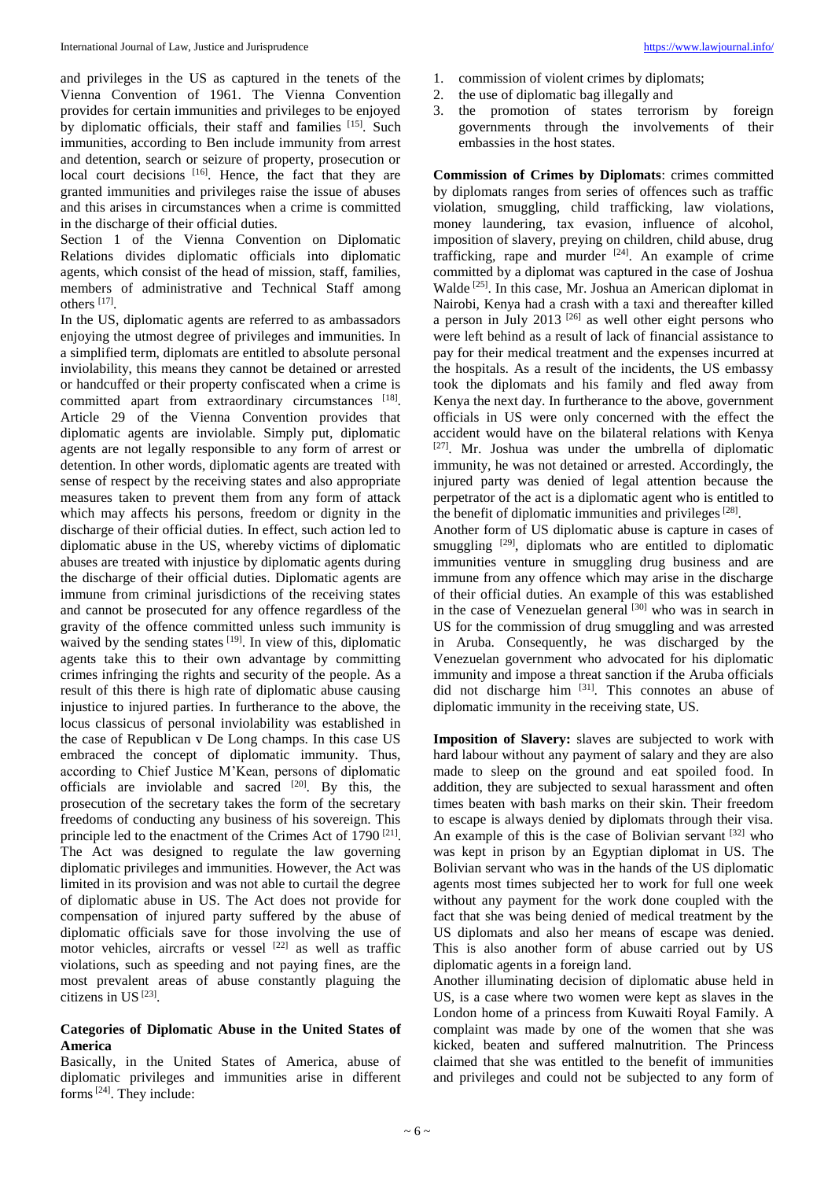and privileges in the US as captured in the tenets of the Vienna Convention of 1961. The Vienna Convention provides for certain immunities and privileges to be enjoyed by diplomatic officials, their staff and families [15]. Such immunities, according to Ben include immunity from arrest and detention, search or seizure of property, prosecution or local court decisions [16]. Hence, the fact that they are granted immunities and privileges raise the issue of abuses and this arises in circumstances when a crime is committed in the discharge of their official duties.

Section 1 of the Vienna Convention on Diplomatic Relations divides diplomatic officials into diplomatic agents, which consist of the head of mission, staff, families, members of administrative and Technical Staff among others [17].

In the US, diplomatic agents are referred to as ambassadors enjoying the utmost degree of privileges and immunities. In a simplified term, diplomats are entitled to absolute personal inviolability, this means they cannot be detained or arrested or handcuffed or their property confiscated when a crime is committed apart from extraordinary circumstances [18]. Article 29 of the Vienna Convention provides that diplomatic agents are inviolable. Simply put, diplomatic agents are not legally responsible to any form of arrest or detention. In other words, diplomatic agents are treated with sense of respect by the receiving states and also appropriate measures taken to prevent them from any form of attack which may affects his persons, freedom or dignity in the discharge of their official duties. In effect, such action led to diplomatic abuse in the US, whereby victims of diplomatic abuses are treated with injustice by diplomatic agents during the discharge of their official duties. Diplomatic agents are immune from criminal jurisdictions of the receiving states and cannot be prosecuted for any offence regardless of the gravity of the offence committed unless such immunity is waived by the sending states [19]. In view of this, diplomatic agents take this to their own advantage by committing crimes infringing the rights and security of the people. As a result of this there is high rate of diplomatic abuse causing injustice to injured parties. In furtherance to the above, the locus classicus of personal inviolability was established in the case of Republican v De Long champs. In this case US embraced the concept of diplomatic immunity. Thus, according to Chief Justice M'Kean, persons of diplomatic officials are inviolable and sacred [20]. By this, the prosecution of the secretary takes the form of the secretary freedoms of conducting any business of his sovereign. This principle led to the enactment of the Crimes Act of 1790 [21]. The Act was designed to regulate the law governing diplomatic privileges and immunities. However, the Act was limited in its provision and was not able to curtail the degree of diplomatic abuse in US. The Act does not provide for compensation of injured party suffered by the abuse of diplomatic officials save for those involving the use of motor vehicles, aircrafts or vessel [22] as well as traffic violations, such as speeding and not paying fines, are the most prevalent areas of abuse constantly plaguing the citizens in US [23].

## Categories of Diplomatic Abuse in the United States of America

Basically, in the United States of America, abuse of diplomatic privileges and immunities arise in different forms [24]. They include:

1. commission of violent crimes by diplomats;
2. the use of diplomatic bag illegally and
3. the promotion of states terrorism by foreign governments through the involvements of their embassies in the host states.

**Commission of Crimes by Diplomats**: crimes committed by diplomats ranges from series of offences such as traffic violation, smuggling, child trafficking, law violations, money laundering, tax evasion, influence of alcohol, imposition of slavery, preying on children, child abuse, drug trafficking, rape and murder [24]. An example of crime committed by a diplomat was captured in the case of Joshua Walde [25]. In this case, Mr. Joshua an American diplomat in Nairobi, Kenya had a crash with a taxi and thereafter killed a person in July 2013 [26] as well other eight persons who were left behind as a result of lack of financial assistance to pay for their medical treatment and the expenses incurred at the hospitals. As a result of the incidents, the US embassy took the diplomats and his family and fled away from Kenya the next day. In furtherance to the above, government officials in US were only concerned with the effect the accident would have on the bilateral relations with Kenya [27]. Mr. Joshua was under the umbrella of diplomatic immunity, he was not detained or arrested. Accordingly, the injured party was denied of legal attention because the perpetrator of the act is a diplomatic agent who is entitled to the benefit of diplomatic immunities and privileges [28].

Another form of US diplomatic abuse is capture in cases of smuggling [29], diplomats who are entitled to diplomatic immunities venture in smuggling drug business and are immune from any offence which may arise in the discharge of their official duties. An example of this was established in the case of Venezuelan general [30] who was in search in US for the commission of drug smuggling and was arrested in Aruba. Consequently, he was discharged by the Venezuelan government who advocated for his diplomatic immunity and impose a threat sanction if the Aruba officials did not discharge him [31]. This connotes an abuse of diplomatic immunity in the receiving state, US.

**Imposition of Slavery:** slaves are subjected to work with hard labour without any payment of salary and they are also made to sleep on the ground and eat spoiled food. In addition, they are subjected to sexual harassment and often times beaten with bash marks on their skin. Their freedom to escape is always denied by diplomats through their visa. An example of this is the case of Bolivian servant [32] who was kept in prison by an Egyptian diplomat in US. The Bolivian servant who was in the hands of the US diplomatic agents most times subjected her to work for full one week without any payment for the work done coupled with the fact that she was being denied of medical treatment by the US diplomats and also her means of escape was denied. This is also another form of abuse carried out by US diplomatic agents in a foreign land.

Another illuminating decision of diplomatic abuse held in US, is a case where two women were kept as slaves in the London home of a princess from Kuwaiti Royal Family. A complaint was made by one of the women that she was kicked, beaten and suffered malnutrition. The Princess claimed that she was entitled to the benefit of immunities and privileges and could not be subjected to any form of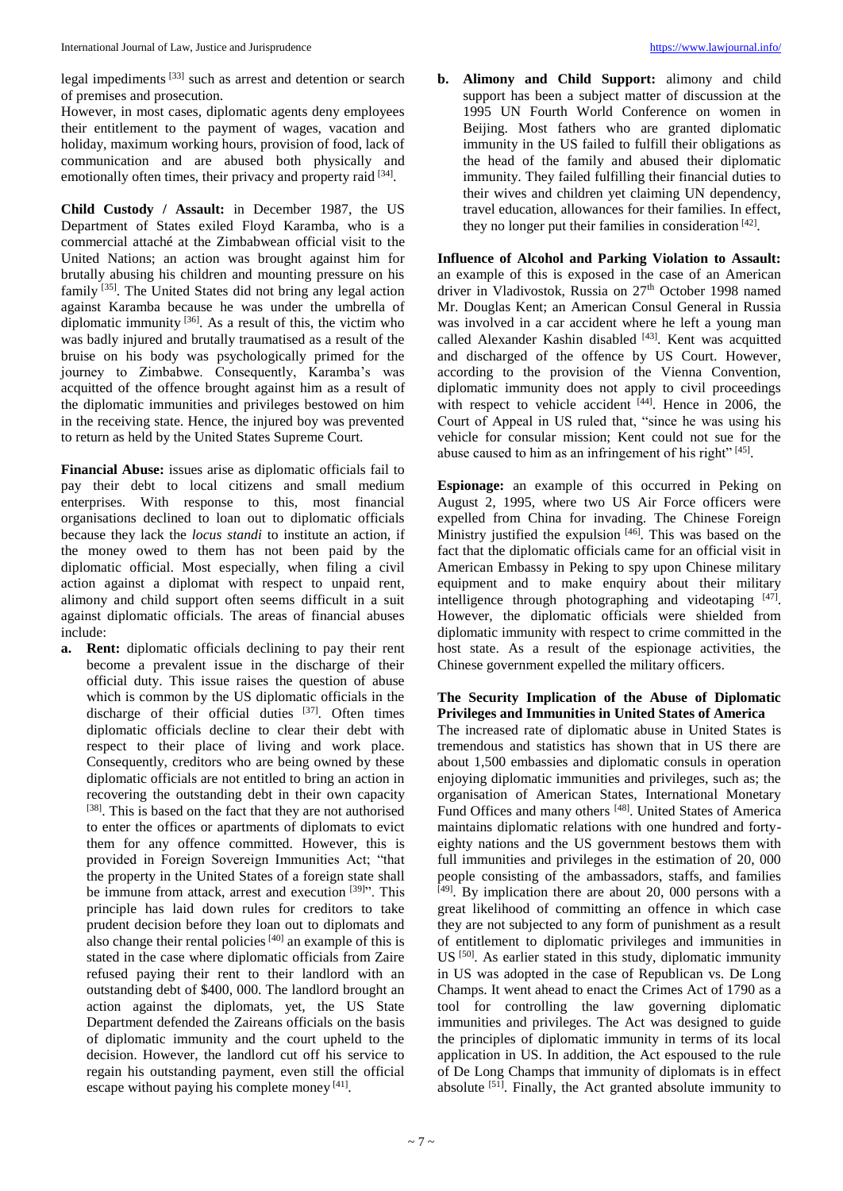legal impediments [33] such as arrest and detention or search of premises and prosecution.

However, in most cases, diplomatic agents deny employees their entitlement to the payment of wages, vacation and holiday, maximum working hours, provision of food, lack of communication and are abused both physically and emotionally often times, their privacy and property raid [34].

**Child Custody / Assault:** in December 1987, the US Department of States exiled Floyd Karamba, who is a commercial attaché at the Zimbabwean official visit to the United Nations; an action was brought against him for brutally abusing his children and mounting pressure on his family [35]. The United States did not bring any legal action against Karamba because he was under the umbrella of diplomatic immunity [36]. As a result of this, the victim who was badly injured and brutally traumatised as a result of the bruise on his body was psychologically primed for the journey to Zimbabwe. Consequently, Karamba's was acquitted of the offence brought against him as a result of the diplomatic immunities and privileges bestowed on him in the receiving state. Hence, the injured boy was prevented to return as held by the United States Supreme Court.

**Financial Abuse:** issues arise as diplomatic officials fail to pay their debt to local citizens and small medium enterprises. With response to this, most financial organisations declined to loan out to diplomatic officials because they lack the *locus standi* to institute an action, if the money owed to them has not been paid by the diplomatic official. Most especially, when filing a civil action against a diplomat with respect to unpaid rent, alimony and child support often seems difficult in a suit against diplomatic officials. The areas of financial abuses include:

a. **Rent:** diplomatic officials declining to pay their rent become a prevalent issue in the discharge of their official duty. This issue raises the question of abuse which is common by the US diplomatic officials in the discharge of their official duties [37]. Often times diplomatic officials decline to clear their debt with respect to their place of living and work place. Consequently, creditors who are being owned by these diplomatic officials are not entitled to bring an action in recovering the outstanding debt in their own capacity [38]. This is based on the fact that they are not authorised to enter the offices or apartments of diplomats to evict them for any offence committed. However, this is provided in Foreign Sovereign Immunities Act; "that the property in the United States of a foreign state shall be immune from attack, arrest and execution [39]". This principle has laid down rules for creditors to take prudent decision before they loan out to diplomats and also change their rental policies [40] an example of this is stated in the case where diplomatic officials from Zaire refused paying their rent to their landlord with an outstanding debt of $400, 000. The landlord brought an action against the diplomats, yet, the US State Department defended the Zaireans officials on the basis of diplomatic immunity and the court upheld to the decision. However, the landlord cut off his service to regain his outstanding payment, even still the official escape without paying his complete money [41].

b. **Alimony and Child Support:** alimony and child support has been a subject matter of discussion at the 1995 UN Fourth World Conference on women in Beijing. Most fathers who are granted diplomatic immunity in the US failed to fulfill their obligations as the head of the family and abused their diplomatic immunity. They failed fulfilling their financial duties to their wives and children yet claiming UN dependency, travel education, allowances for their families. In effect, they no longer put their families in consideration [42].

**Influence of Alcohol and Parking Violation to Assault:** an example of this is exposed in the case of an American driver in Vladivostok, Russia on 27th October 1998 named Mr. Douglas Kent; an American Consul General in Russia was involved in a car accident where he left a young man called Alexander Kashin disabled [43]. Kent was acquitted and discharged of the offence by US Court. However, according to the provision of the Vienna Convention, diplomatic immunity does not apply to civil proceedings with respect to vehicle accident [44]. Hence in 2006, the Court of Appeal in US ruled that, "since he was using his vehicle for consular mission; Kent could not sue for the abuse caused to him as an infringement of his right" [45].

**Espionage:** an example of this occurred in Peking on August 2, 1995, where two US Air Force officers were expelled from China for invading. The Chinese Foreign Ministry justified the expulsion [46]. This was based on the fact that the diplomatic officials came for an official visit in American Embassy in Peking to spy upon Chinese military equipment and to make enquiry about their military intelligence through photographing and videotaping [47]. However, the diplomatic officials were shielded from diplomatic immunity with respect to crime committed in the host state. As a result of the espionage activities, the Chinese government expelled the military officers.

### The Security Implication of the Abuse of Diplomatic Privileges and Immunities in United States of America

The increased rate of diplomatic abuse in United States is tremendous and statistics has shown that in US there are about 1,500 embassies and diplomatic consuls in operation enjoying diplomatic immunities and privileges, such as; the organisation of American States, International Monetary Fund Offices and many others [48]. United States of America maintains diplomatic relations with one hundred and forty-eighty nations and the US government bestows them with full immunities and privileges in the estimation of 20, 000 people consisting of the ambassadors, staffs, and families [49]. By implication there are about 20, 000 persons with a great likelihood of committing an offence in which case they are not subjected to any form of punishment as a result of entitlement to diplomatic privileges and immunities in US [50]. As earlier stated in this study, diplomatic immunity in US was adopted in the case of Republican vs. De Long Champs. It went ahead to enact the Crimes Act of 1790 as a tool for controlling the law governing diplomatic immunities and privileges. The Act was designed to guide the principles of diplomatic immunity in terms of its local application in US. In addition, the Act espoused to the rule of De Long Champs that immunity of diplomats is in effect absolute [51]. Finally, the Act granted absolute immunity to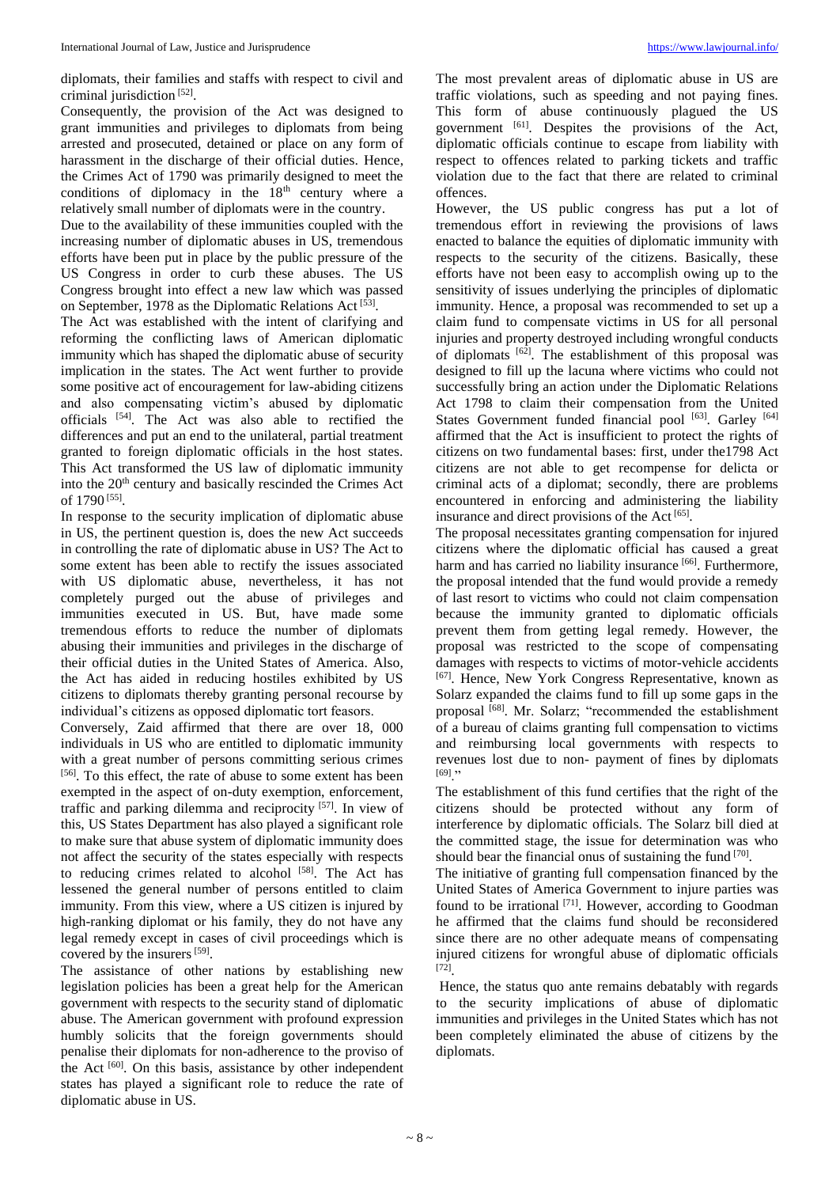diplomats, their families and staffs with respect to civil and criminal jurisdiction [52].

Consequently, the provision of the Act was designed to grant immunities and privileges to diplomats from being arrested and prosecuted, detained or place on any form of harassment in the discharge of their official duties. Hence, the Crimes Act of 1790 was primarily designed to meet the conditions of diplomacy in the 18th century where a relatively small number of diplomats were in the country.

Due to the availability of these immunities coupled with the increasing number of diplomatic abuses in US, tremendous efforts have been put in place by the public pressure of the US Congress in order to curb these abuses. The US Congress brought into effect a new law which was passed on September, 1978 as the Diplomatic Relations Act [53].

The Act was established with the intent of clarifying and reforming the conflicting laws of American diplomatic immunity which has shaped the diplomatic abuse of security implication in the states. The Act went further to provide some positive act of encouragement for law-abiding citizens and also compensating victim's abused by diplomatic officials [54]. The Act was also able to rectified the differences and put an end to the unilateral, partial treatment granted to foreign diplomatic officials in the host states. This Act transformed the US law of diplomatic immunity into the 20th century and basically rescinded the Crimes Act of 1790 [55].

In response to the security implication of diplomatic abuse in US, the pertinent question is, does the new Act succeeds in controlling the rate of diplomatic abuse in US? The Act to some extent has been able to rectify the issues associated with US diplomatic abuse, nevertheless, it has not completely purged out the abuse of privileges and immunities executed in US. But, have made some tremendous efforts to reduce the number of diplomats abusing their immunities and privileges in the discharge of their official duties in the United States of America. Also, the Act has aided in reducing hostiles exhibited by US citizens to diplomats thereby granting personal recourse by individual's citizens as opposed diplomatic tort feasors.

Conversely, Zaid affirmed that there are over 18, 000 individuals in US who are entitled to diplomatic immunity with a great number of persons committing serious crimes [56]. To this effect, the rate of abuse to some extent has been exempted in the aspect of on-duty exemption, enforcement, traffic and parking dilemma and reciprocity [57]. In view of this, US States Department has also played a significant role to make sure that abuse system of diplomatic immunity does not affect the security of the states especially with respects to reducing crimes related to alcohol [58]. The Act has lessened the general number of persons entitled to claim immunity. From this view, where a US citizen is injured by high-ranking diplomat or his family, they do not have any legal remedy except in cases of civil proceedings which is covered by the insurers [59].

The assistance of other nations by establishing new legislation policies has been a great help for the American government with respects to the security stand of diplomatic abuse. The American government with profound expression humbly solicits that the foreign governments should penalise their diplomats for non-adherence to the proviso of the Act [60]. On this basis, assistance by other independent states has played a significant role to reduce the rate of diplomatic abuse in US.

The most prevalent areas of diplomatic abuse in US are traffic violations, such as speeding and not paying fines. This form of abuse continuously plagued the US government [61]. Despites the provisions of the Act, diplomatic officials continue to escape from liability with respect to offences related to parking tickets and traffic violation due to the fact that there are related to criminal offences.

However, the US public congress has put a lot of tremendous effort in reviewing the provisions of laws enacted to balance the equities of diplomatic immunity with respects to the security of the citizens. Basically, these efforts have not been easy to accomplish owing up to the sensitivity of issues underlying the principles of diplomatic immunity. Hence, a proposal was recommended to set up a claim fund to compensate victims in US for all personal injuries and property destroyed including wrongful conducts of diplomats [62]. The establishment of this proposal was designed to fill up the lacuna where victims who could not successfully bring an action under the Diplomatic Relations Act 1798 to claim their compensation from the United States Government funded financial pool [63]. Garley [64] affirmed that the Act is insufficient to protect the rights of citizens on two fundamental bases: first, under the1798 Act citizens are not able to get recompense for delicta or criminal acts of a diplomat; secondly, there are problems encountered in enforcing and administering the liability insurance and direct provisions of the Act [65].

The proposal necessitates granting compensation for injured citizens where the diplomatic official has caused a great harm and has carried no liability insurance [66]. Furthermore, the proposal intended that the fund would provide a remedy of last resort to victims who could not claim compensation because the immunity granted to diplomatic officials prevent them from getting legal remedy. However, the proposal was restricted to the scope of compensating damages with respects to victims of motor-vehicle accidents [67]. Hence, New York Congress Representative, known as Solarz expanded the claims fund to fill up some gaps in the proposal [68]. Mr. Solarz; "recommended the establishment of a bureau of claims granting full compensation to victims and reimbursing local governments with respects to revenues lost due to non- payment of fines by diplomats [69]."

The establishment of this fund certifies that the right of the citizens should be protected without any form of interference by diplomatic officials. The Solarz bill died at the committed stage, the issue for determination was who should bear the financial onus of sustaining the fund [70].

The initiative of granting full compensation financed by the United States of America Government to injure parties was found to be irrational [71]. However, according to Goodman he affirmed that the claims fund should be reconsidered since there are no other adequate means of compensating injured citizens for wrongful abuse of diplomatic officials [72].

Hence, the status quo ante remains debatably with regards to the security implications of abuse of diplomatic immunities and privileges in the United States which has not been completely eliminated the abuse of citizens by the diplomats.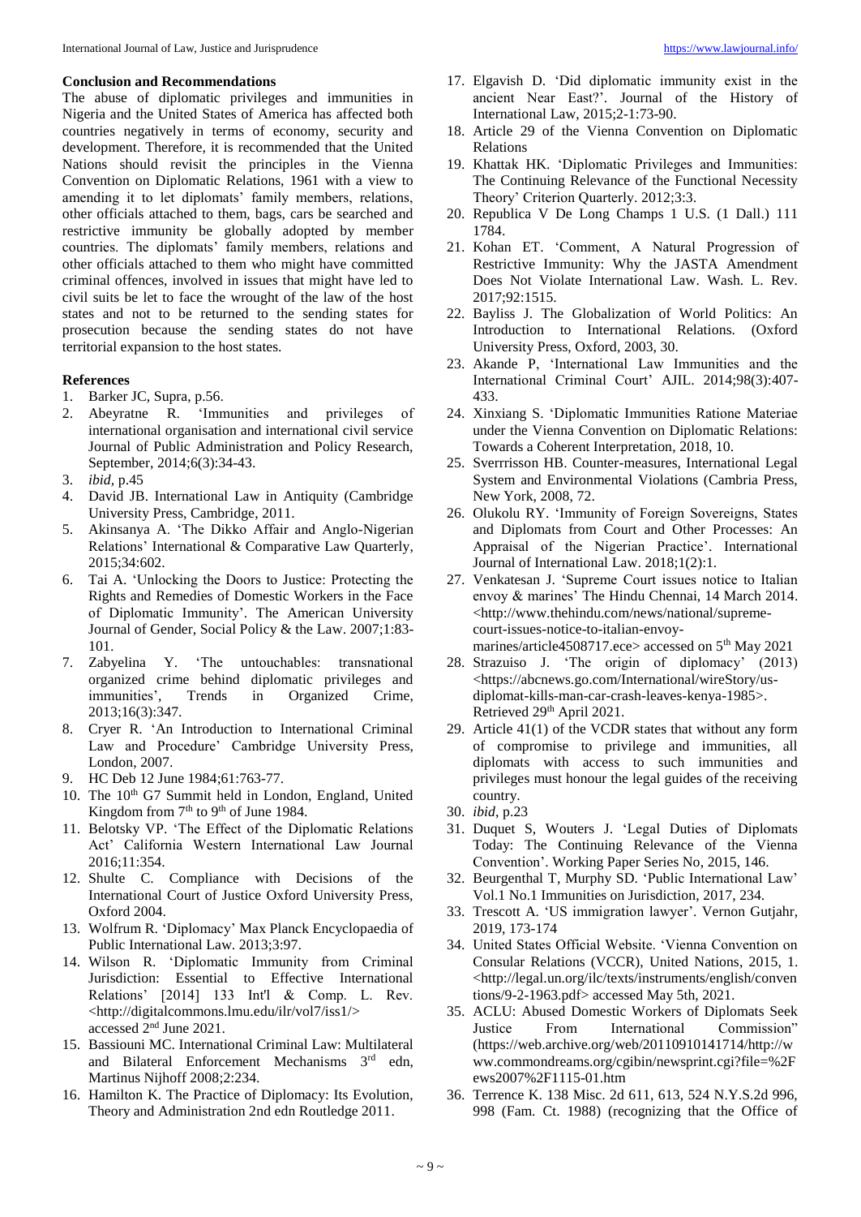## Conclusion and Recommendations

The abuse of diplomatic privileges and immunities in Nigeria and the United States of America has affected both countries negatively in terms of economy, security and development. Therefore, it is recommended that the United Nations should revisit the principles in the Vienna Convention on Diplomatic Relations, 1961 with a view to amending it to let diplomats' family members, relations, other officials attached to them, bags, cars be searched and restrictive immunity be globally adopted by member countries. The diplomats' family members, relations and other officials attached to them who might have committed criminal offences, involved in issues that might have led to civil suits be let to face the wrought of the law of the host states and not to be returned to the sending states for prosecution because the sending states do not have territorial expansion to the host states.

## References

1. Barker JC, Supra, p.56.
2. Abeyratne R. 'Immunities and privileges of international organisation and international civil service Journal of Public Administration and Policy Research, September, 2014;6(3):34-43.
3. *ibid*, p.45
4. David JB. International Law in Antiquity (Cambridge University Press, Cambridge, 2011.
5. Akinsanya A. 'The Dikko Affair and Anglo-Nigerian Relations' International & Comparative Law Quarterly, 2015;34:602.
6. Tai A. 'Unlocking the Doors to Justice: Protecting the Rights and Remedies of Domestic Workers in the Face of Diplomatic Immunity'. The American University Journal of Gender, Social Policy & the Law. 2007;1:83-101.
7. Zabyelina Y. 'The untouchables: transnational organized crime behind diplomatic privileges and immunities', Trends in Organized Crime, 2013;16(3):347.
8. Cryer R. 'An Introduction to International Criminal Law and Procedure' Cambridge University Press, London, 2007.
9. HC Deb 12 June 1984;61:763-77.
10. The 10th G7 Summit held in London, England, United Kingdom from 7th to 9th of June 1984.
11. Belotsky VP. 'The Effect of the Diplomatic Relations Act' California Western International Law Journal 2016;11:354.
12. Shulte C. Compliance with Decisions of the International Court of Justice Oxford University Press, Oxford 2004.
13. Wolfrum R. 'Diplomacy' Max Planck Encyclopaedia of Public International Law. 2013;3:97.
14. Wilson R. 'Diplomatic Immunity from Criminal Jurisdiction: Essential to Effective International Relations' [2014] 133 Int'l & Comp. L. Rev. <http://digitalcommons.lmu.edu/ilr/vol7/iss1/> accessed 2nd June 2021.
15. Bassiouni MC. International Criminal Law: Multilateral and Bilateral Enforcement Mechanisms 3rd edn, Martinus Nijhoff 2008;2:234.
16. Hamilton K. The Practice of Diplomacy: Its Evolution, Theory and Administration 2nd edn Routledge 2011.
17. Elgavish D. 'Did diplomatic immunity exist in the ancient Near East?'. Journal of the History of International Law, 2015;2-1:73-90.
18. Article 29 of the Vienna Convention on Diplomatic Relations
19. Khattak HK. 'Diplomatic Privileges and Immunities: The Continuing Relevance of the Functional Necessity Theory' Criterion Quarterly. 2012;3:3.
20. Republica V De Long Champs 1 U.S. (1 Dall.) 111 1784.
21. Kohan ET. 'Comment, A Natural Progression of Restrictive Immunity: Why the JASTA Amendment Does Not Violate International Law. Wash. L. Rev. 2017;92:1515.
22. Bayliss J. The Globalization of World Politics: An Introduction to International Relations. (Oxford University Press, Oxford, 2003, 30.
23. Akande P, 'International Law Immunities and the International Criminal Court' AJIL. 2014;98(3):407-433.
24. Xinxiang S. 'Diplomatic Immunities Ratione Materiae under the Vienna Convention on Diplomatic Relations: Towards a Coherent Interpretation, 2018, 10.
25. Sverrisson HB. Counter-measures, International Legal System and Environmental Violations (Cambria Press, New York, 2008, 72.
26. Olukolu RY. 'Immunity of Foreign Sovereigns, States and Diplomats from Court and Other Processes: An Appraisal of the Nigerian Practice'. International Journal of International Law. 2018;1(2):1.
27. Venkatesan J. 'Supreme Court issues notice to Italian envoy & marines' The Hindu Chennai, 14 March 2014. <http://www.thehindu.com/news/national/supreme-court-issues-notice-to-italian-envoy-marines/article4508717.ece> accessed on 5th May 2021
28. Strazuiso J. 'The origin of diplomacy' (2013) <https://abcnews.go.com/International/wireStory/us-diplomat-kills-man-car-crash-leaves-kenya-1985>. Retrieved 29th April 2021.
29. Article 41(1) of the VCDR states that without any form of compromise to privilege and immunities, all diplomats with access to such immunities and privileges must honour the legal guides of the receiving country.
30. *ibid*, p.23
31. Duquet S, Wouters J. 'Legal Duties of Diplomats Today: The Continuing Relevance of the Vienna Convention'. Working Paper Series No, 2015, 146.
32. Beurgenthal T, Murphy SD. 'Public International Law' Vol.1 No.1 Immunities on Jurisdiction, 2017, 234.
33. Trescott A. 'US immigration lawyer'. Vernon Gutjahr, 2019, 173-174
34. United States Official Website. 'Vienna Convention on Consular Relations (VCCR), United Nations, 2015, 1. <http://legal.un.org/ilc/texts/instruments/english/conventions/9-2-1963.pdf> accessed May 5th, 2021.
35. ACLU: Abused Domestic Workers of Diplomats Seek Justice From International Commission" (https://web.archive.org/web/20110910141714/http://www.commondreams.org/cgibin/newsprint.cgi?file=%2Fews2007%2F1115-01.htm
36. Terrence K. 138 Misc. 2d 611, 613, 524 N.Y.S.2d 996, 998 (Fam. Ct. 1988) (recognizing that the Office of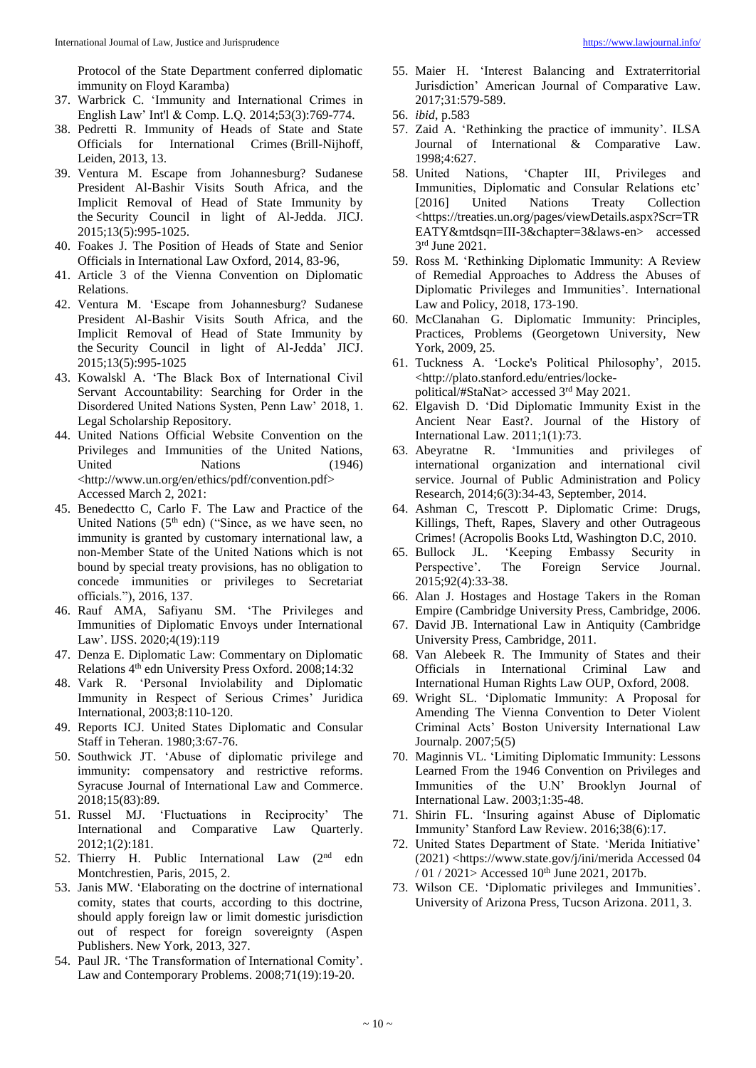Protocol of the State Department conferred diplomatic immunity on Floyd Karamba)

37. Warbrick C. 'Immunity and International Crimes in English Law' Int'l & Comp. L.Q. 2014;53(3):769-774.
38. Pedretti R. Immunity of Heads of State and State Officials for International Crimes (Brill-Nijhoff, Leiden, 2013, 13.
39. Ventura M. Escape from Johannesburg? Sudanese President Al-Bashir Visits South Africa, and the Implicit Removal of Head of State Immunity by the Security Council in light of Al-Jedda. JICJ. 2015;13(5):995-1025.
40. Foakes J. The Position of Heads of State and Senior Officials in International Law Oxford, 2014, 83-96,
41. Article 3 of the Vienna Convention on Diplomatic Relations.
42. Ventura M. 'Escape from Johannesburg? Sudanese President Al-Bashir Visits South Africa, and the Implicit Removal of Head of State Immunity by the Security Council in light of Al-Jedda' JICJ. 2015;13(5):995-1025
43. Kowalskl A. 'The Black Box of International Civil Servant Accountability: Searching for Order in the Disordered United Nations Systen, Penn Law' 2018, 1. Legal Scholarship Repository.
44. United Nations Official Website Convention on the Privileges and Immunities of the United Nations, United Nations (1946) <http://www.un.org/en/ethics/pdf/convention.pdf> Accessed March 2, 2021:
45. Benedectto C, Carlo F. The Law and Practice of the United Nations (5th edn) ("Since, as we have seen, no immunity is granted by customary international law, a non-Member State of the United Nations which is not bound by special treaty provisions, has no obligation to concede immunities or privileges to Secretariat officials."), 2016, 137.
46. Rauf AMA, Safiyanu SM. 'The Privileges and Immunities of Diplomatic Envoys under International Law'. IJSS. 2020;4(19):119
47. Denza E. Diplomatic Law: Commentary on Diplomatic Relations 4th edn University Press Oxford. 2008;14:32
48. Vark R. 'Personal Inviolability and Diplomatic Immunity in Respect of Serious Crimes' Juridica International, 2003;8:110-120.
49. Reports ICJ. United States Diplomatic and Consular Staff in Teheran. 1980;3:67-76.
50. Southwick JT. 'Abuse of diplomatic privilege and immunity: compensatory and restrictive reforms. Syracuse Journal of International Law and Commerce. 2018;15(83):89.
51. Russel MJ. 'Fluctuations in Reciprocity' The International and Comparative Law Quarterly. 2012;1(2):181.
52. Thierry H. Public International Law (2nd edn Montchrestien, Paris, 2015, 2.
53. Janis MW. 'Elaborating on the doctrine of international comity, states that courts, according to this doctrine, should apply foreign law or limit domestic jurisdiction out of respect for foreign sovereignty (Aspen Publishers. New York, 2013, 327.
54. Paul JR. 'The Transformation of International Comity'. Law and Contemporary Problems. 2008;71(19):19-20.
55. Maier H. 'Interest Balancing and Extraterritorial Jurisdiction' American Journal of Comparative Law. 2017;31:579-589.
56. *ibid*, p.583
57. Zaid A. 'Rethinking the practice of immunity'. ILSA Journal of International & Comparative Law. 1998;4:627.
58. United Nations, 'Chapter III, Privileges and Immunities, Diplomatic and Consular Relations etc' [2016] United Nations Treaty Collection <https://treaties.un.org/pages/viewDetails.aspx?Scr=TREATY&mtdsqn=III-3&chapter=3&laws-en> accessed 3rd June 2021.
59. Ross M. 'Rethinking Diplomatic Immunity: A Review of Remedial Approaches to Address the Abuses of Diplomatic Privileges and Immunities'. International Law and Policy, 2018, 173-190.
60. McClanahan G. Diplomatic Immunity: Principles, Practices, Problems (Georgetown University, New York, 2009, 25.
61. Tuckness A. 'Locke's Political Philosophy', 2015. <http://plato.stanford.edu/entries/locke-political/#StaNat> accessed 3rd May 2021.
62. Elgavish D. 'Did Diplomatic Immunity Exist in the Ancient Near East?. Journal of the History of International Law. 2011;1(1):73.
63. Abeyratne R. 'Immunities and privileges of international organization and international civil service. Journal of Public Administration and Policy Research, 2014;6(3):34-43, September, 2014.
64. Ashman C, Trescott P. Diplomatic Crime: Drugs, Killings, Theft, Rapes, Slavery and other Outrageous Crimes! (Acropolis Books Ltd, Washington D.C, 2010.
65. Bullock JL. 'Keeping Embassy Security in Perspective'. The Foreign Service Journal. 2015;92(4):33-38.
66. Alan J. Hostages and Hostage Takers in the Roman Empire (Cambridge University Press, Cambridge, 2006.
67. David JB. International Law in Antiquity (Cambridge University Press, Cambridge, 2011.
68. Van Alebeek R. The Immunity of States and their Officials in International Criminal Law and International Human Rights Law OUP, Oxford, 2008.
69. Wright SL. 'Diplomatic Immunity: A Proposal for Amending The Vienna Convention to Deter Violent Criminal Acts' Boston University International Law Journalp. 2007;5(5)
70. Maginnis VL. 'Limiting Diplomatic Immunity: Lessons Learned From the 1946 Convention on Privileges and Immunities of the U.N' Brooklyn Journal of International Law. 2003;1:35-48.
71. Shirin FL. 'Insuring against Abuse of Diplomatic Immunity' Stanford Law Review. 2016;38(6):17.
72. United States Department of State. 'Merida Initiative' (2021) <https://www.state.gov/j/inl/merida Accessed 04 / 01 / 2021> Accessed 10th June 2021, 2017b.
73. Wilson CE. 'Diplomatic privileges and Immunities'. University of Arizona Press, Tucson Arizona. 2011, 3.